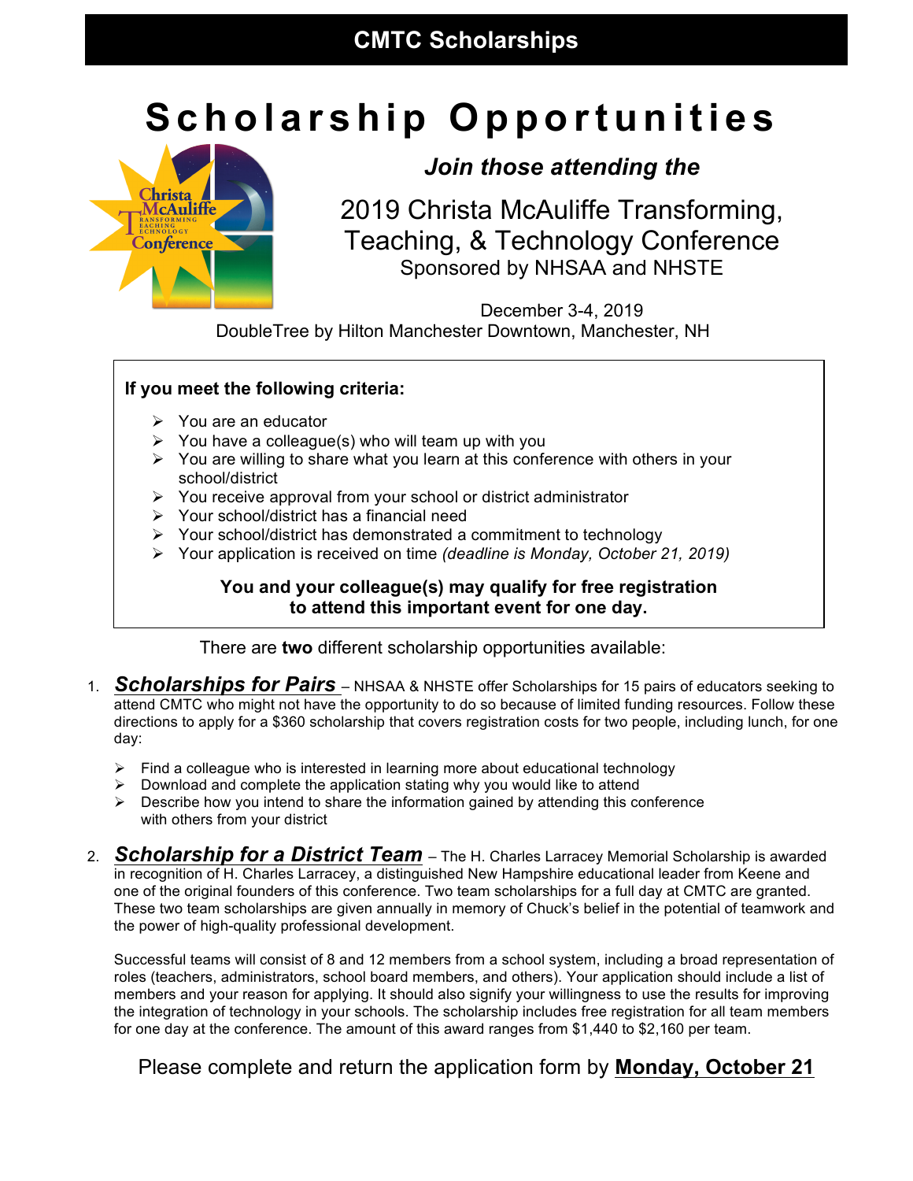# CMTC Scholarships

# Scholarship Opportunities

***Join those attending the***

## 2019 Christa McAuliffe Transforming, Teaching, & Technology Conference

Sponsored by NHSAA and NHSTE

December 3-4, 2019
DoubleTree by Hilton Manchester Downtown, Manchester, NH

**If you meet the following criteria:**

- You are an educator
- You have a colleague(s) who will team up with you
- You are willing to share what you learn at this conference with others in your school/district
- You receive approval from your school or district administrator
- Your school/district has a financial need
- Your school/district has demonstrated a commitment to technology
- Your application is received on time *(deadline is Monday, October 21, 2019)*

**You and your colleague(s) may qualify for free registration to attend this important event for one day.**

There are **two** different scholarship opportunities available:

1. ***Scholarships for Pairs*** – NHSAA & NHSTE offer Scholarships for 15 pairs of educators seeking to attend CMTC who might not have the opportunity to do so because of limited funding resources. Follow these directions to apply for a $360 scholarship that covers registration costs for two people, including lunch, for one day:

   - Find a colleague who is interested in learning more about educational technology
   - Download and complete the application stating why you would like to attend
   - Describe how you intend to share the information gained by attending this conference with others from your district

2. ***Scholarship for a District Team*** – The H. Charles Larracey Memorial Scholarship is awarded in recognition of H. Charles Larracey, a distinguished New Hampshire educational leader from Keene and one of the original founders of this conference. Two team scholarships for a full day at CMTC are granted. These two team scholarships are given annually in memory of Chuck's belief in the potential of teamwork and the power of high-quality professional development.

   Successful teams will consist of 8 and 12 members from a school system, including a broad representation of roles (teachers, administrators, school board members, and others). Your application should include a list of members and your reason for applying. It should also signify your willingness to use the results for improving the integration of technology in your schools. The scholarship includes free registration for all team members for one day at the conference. The amount of this award ranges from $1,440 to $2,160 per team.

Please complete and return the application form by **Monday, October 21**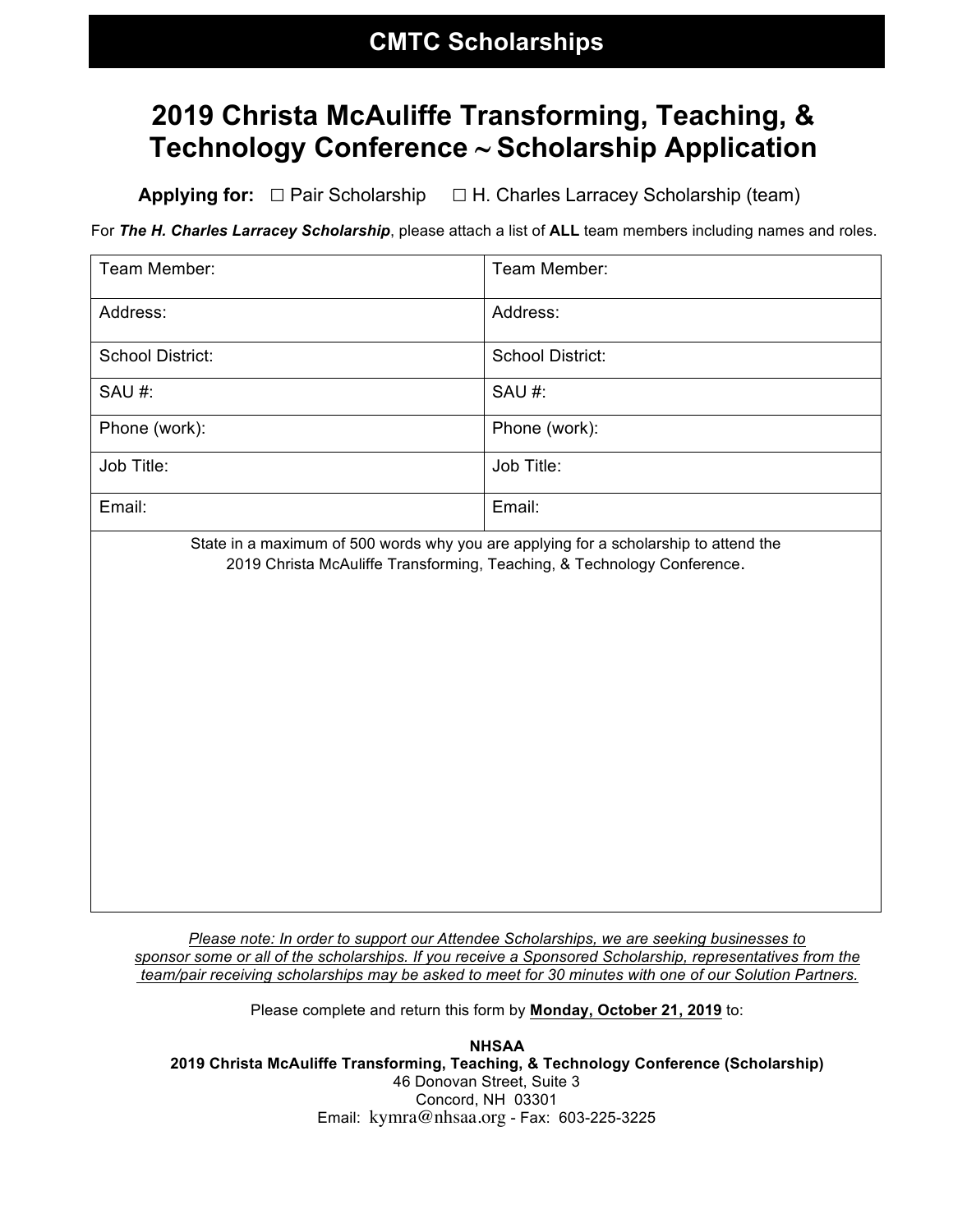# CMTC Scholarships

## 2019 Christa McAuliffe Transforming, Teaching, & Technology Conference ~ Scholarship Application

**Applying for:** ☐ Pair Scholarship ☐ H. Charles Larracey Scholarship (team)

For ***The H. Charles Larracey Scholarship***, please attach a list of **ALL** team members including names and roles.

| | |
|---|---|
| Team Member: | Team Member: |
| Address: | Address: |
| School District: | School District: |
| SAU #: | SAU #: |
| Phone (work): | Phone (work): |
| Job Title: | Job Title: |
| Email: | Email: |

State in a maximum of 500 words why you are applying for a scholarship to attend the 2019 Christa McAuliffe Transforming, Teaching, & Technology Conference.

*Please note: In order to support our Attendee Scholarships, we are seeking businesses to sponsor some or all of the scholarships. If you receive a Sponsored Scholarship, representatives from the team/pair receiving scholarships may be asked to meet for 30 minutes with one of our Solution Partners.*

Please complete and return this form by **Monday, October 21, 2019** to:

**NHSAA**
**2019 Christa McAuliffe Transforming, Teaching, & Technology Conference (Scholarship)**
46 Donovan Street, Suite 3
Concord, NH 03301
Email: kymra@nhsaa.org - Fax: 603-225-3225